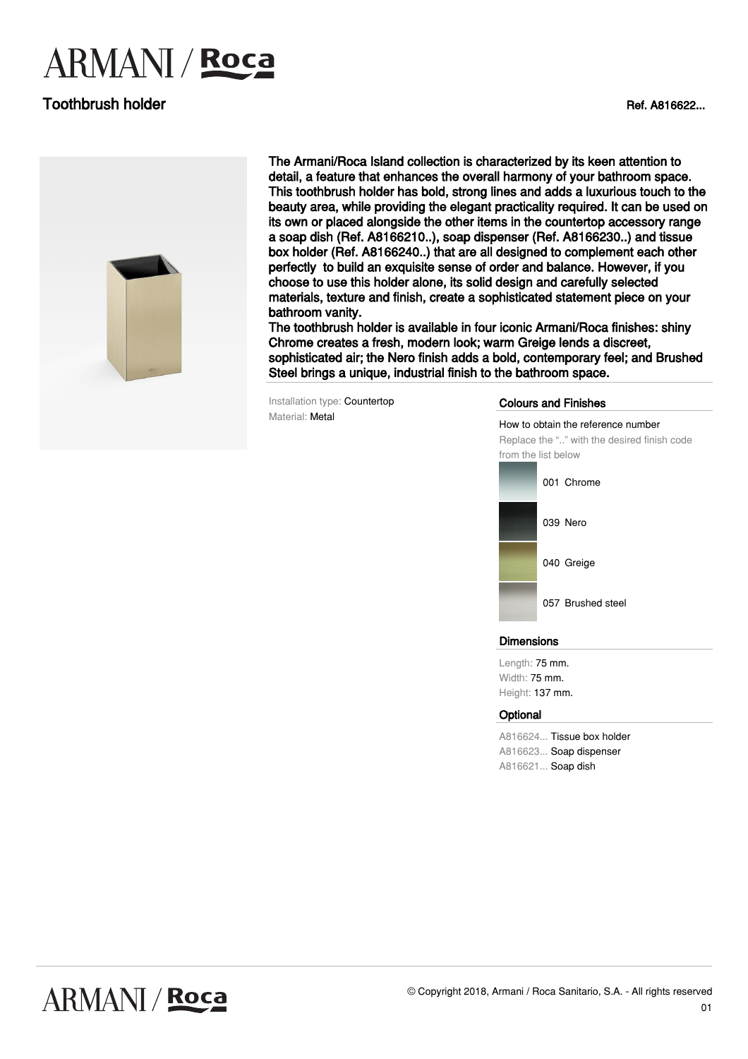# ARMANI / Roca

## Toothbrush holder

Ref. A816622...

The Armani/Roca Island collection is characterized by its keen attention to detail, a feature that enhances the overall harmony of your bathroom space. This toothbrush holder has bold, strong lines and adds a luxurious touch to the beauty area, while providing the elegant practicality required. It can be used on its own or placed alongside the other items in the countertop accessory range a soap dish (Ref. A8166210..), soap dispenser (Ref. A8166230..) and tissue box holder (Ref. A8166240..) that are all designed to complement each other perfectly to build an exquisite sense of order and balance. However, if you choose to use this holder alone, its solid design and carefully selected materials, texture and finish, create a sophisticated statement piece on your bathroom vanity.

The toothbrush holder is available in four iconic Armani/Roca finishes: shiny Chrome creates a fresh, modern look; warm Greige lends a discreet, sophisticated air; the Nero finish adds a bold, contemporary feel; and Brushed Steel brings a unique, industrial finish to the bathroom space.

Installation type: Countertop
Material: Metal

### Colours and Finishes

How to obtain the reference number
Replace the ".." with the desired finish code from the list below

- 001 Chrome
- 039 Nero
- 040 Greige
- 057 Brushed steel

### Dimensions

Length: 75 mm.
Width: 75 mm.
Height: 137 mm.

### Optional

A816624... Tissue box holder
A816623... Soap dispenser
A816621... Soap dish

© Copyright 2018, Armani / Roca Sanitario, S.A. - All rights reserved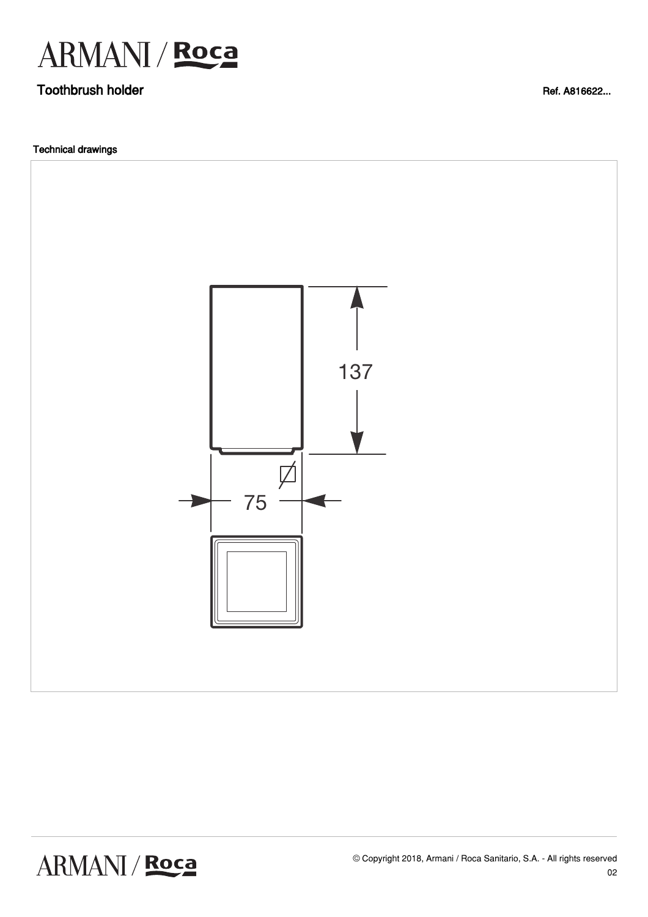# ARMANI / Roca

## Toothbrush holder

Ref. A816622...

### Technical drawings

137

75

© Copyright 2018, Armani / Roca Sanitario, S.A. - All rights reserved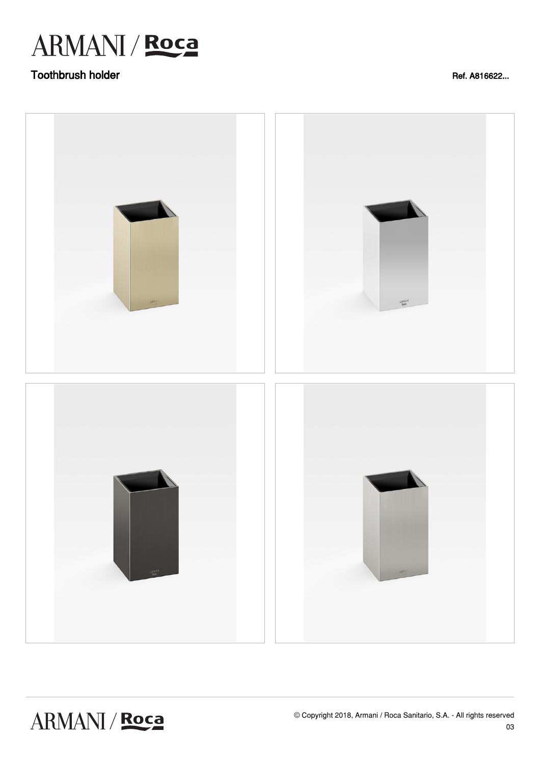# Toothbrush holder

Ref. A816622...